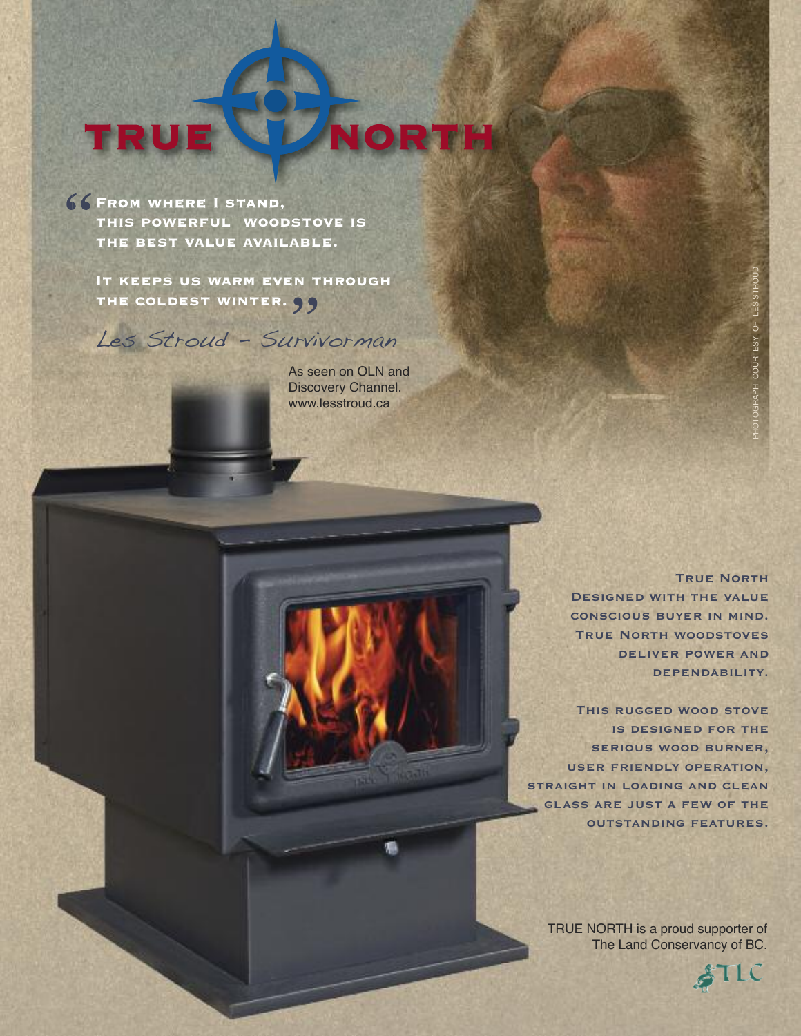# TRUE NORTH

"From where I stand, this powerful woodstove is the best value available.

It keeps us warm even through the coldest winter."

*Les Stroud - Survivorman*

As seen on OLN and Discovery Channel.
www.lesstroud.ca

PHOTOGRAPH COURTESY OF LES STROUD

True North designed with the value conscious buyer in mind. True North woodstoves deliver power and dependability.

This rugged wood stove is designed for the serious wood burner, user friendly operation, straight in loading and clean glass are just a few of the outstanding features.

TRUE NORTH is a proud supporter of The Land Conservancy of BC.

TLC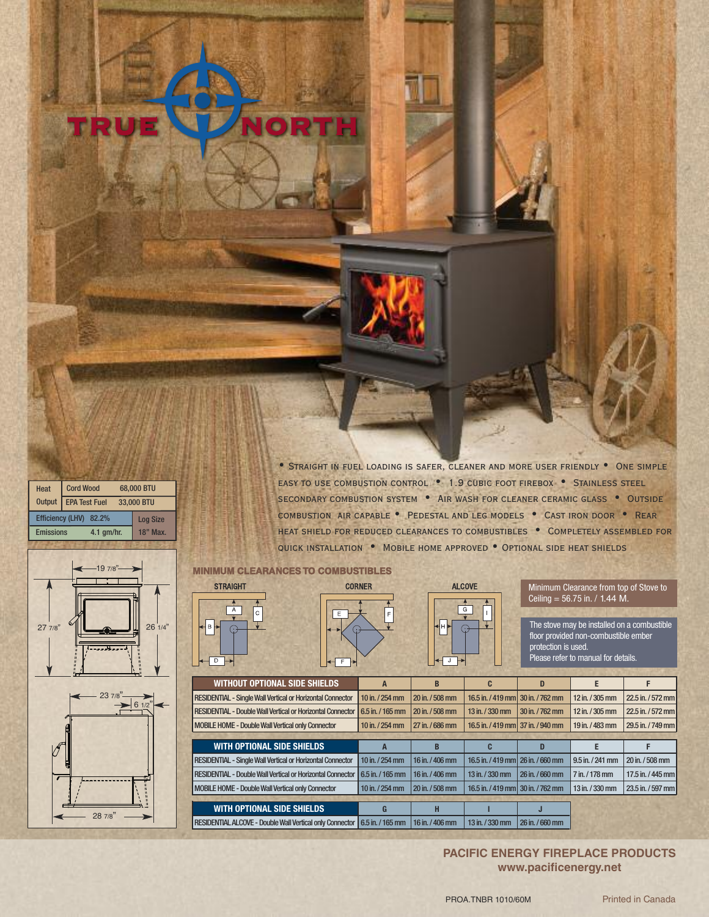TRUE NORTH

• Straight in fuel loading is safer, cleaner and more user friendly • One simple easy to use combustion control • 1.9 cubic foot firebox • Stainless steel secondary combustion system • Air wash for cleaner ceramic glass • Outside combustion air capable • Pedestal and leg models • Cast iron door • Rear heat shield for reduced clearances to combustibles • Completely assembled for quick installation • Mobile home approved • Optional side heat shields

| | | | |
|---|---|---|---|
| Heat Output | Cord Wood | 68,000 BTU | |
| | EPA Test Fuel | 33,000 BTU | |
| Efficiency (LHV) | 82.2% | | Log Size |
| Emissions | 4.1 gm/hr. | | 18" Max. |

19 7/8"
27 7/8"
26 1/4"
23 7/8"
6 1/2"
28 7/8"

## MINIMUM CLEARANCES TO COMBUSTIBLES

STRAIGHT
CORNER
ALCOVE

Minimum Clearance from top of Stove to Ceiling = 56.75 in. / 1.44 M.

The stove may be installed on a combustible floor provided non-combustible ember protection is used.
Please refer to manual for details.

| WITHOUT OPTIONAL SIDE SHIELDS | A | B | C | D | E | F |
|---|---|---|---|---|---|---|
| RESIDENTIAL - Single Wall Vertical or Horizontal Connector | 10 in. / 254 mm | 20 in. / 508 mm | 16.5 in. / 419 mm | 30 in. / 762 mm | 12 in. / 305 mm | 22.5 in. / 572 mm |
| RESIDENTIAL - Double Wall Vertical or Horizontal Connector | 6.5 in. / 165 mm | 20 in. / 508 mm | 13 in. / 330 mm | 30 in. / 762 mm | 12 in. / 305 mm | 22.5 in. / 572 mm |
| MOBILE HOME - Double Wall Vertical only Connector | 10 in. / 254 mm | 27 in. / 686 mm | 16.5 in. / 419 mm | 37 in. / 940 mm | 19 in. / 483 mm | 29.5 in. / 749 mm |

| WITH OPTIONAL SIDE SHIELDS | A | B | C | D | E | F |
|---|---|---|---|---|---|---|
| RESIDENTIAL - Single Wall Vertical or Horizontal Connector | 10 in. / 254 mm | 16 in. / 406 mm | 16.5 in. / 419 mm | 26 in. / 660 mm | 9.5 in. / 241 mm | 20 in. / 508 mm |
| RESIDENTIAL - Double Wall Vertical or Horizontal Connector | 6.5 in. / 165 mm | 16 in. / 406 mm | 13 in. / 330 mm | 26 in. / 660 mm | 7 in. / 178 mm | 17.5 in. / 445 mm |
| MOBILE HOME - Double Wall Vertical only Connector | 10 in. / 254 mm | 20 in. / 508 mm | 16.5 in. / 419 mm | 30 in. / 762 mm | 13 in. / 330 mm | 23.5 in. / 597 mm |

| WITH OPTIONAL SIDE SHIELDS | G | H | I | J |
|---|---|---|---|---|
| RESIDENTIAL ALCOVE - Double Wall Vertical only Connector | 6.5 in. / 165 mm | 16 in. / 406 mm | 13 in. / 330 mm | 26 in. / 660 mm |

**PACIFIC ENERGY FIREPLACE PRODUCTS**
**www.pacificenergy.net**

PROA.TNBR 1010/60M

Printed in Canada